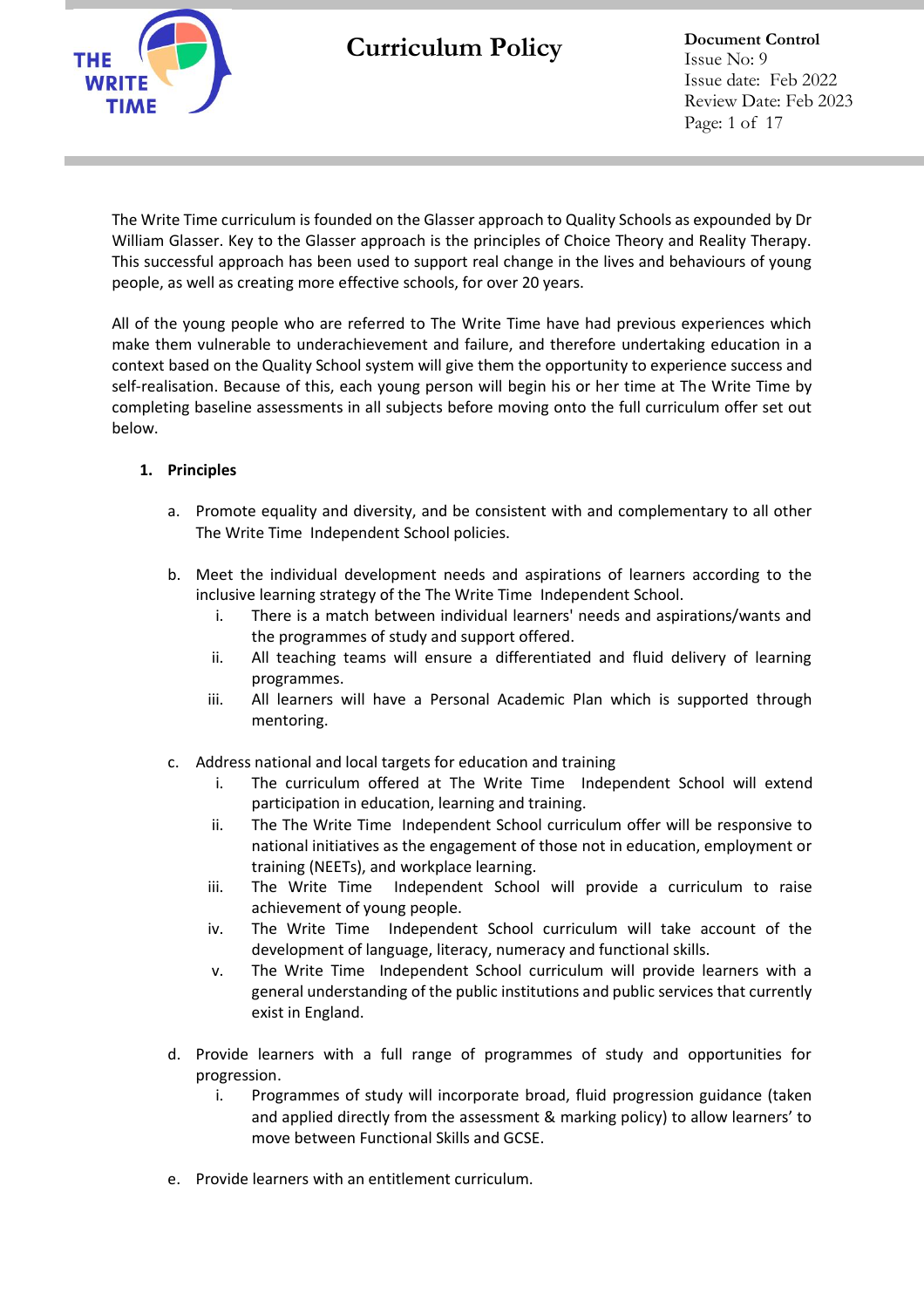# Curriculum Policy

**Document Control**
Issue No: 9
Issue date: Feb 2022
Review Date: Feb 2023

The Write Time curriculum is founded on the Glasser approach to Quality Schools as expounded by Dr William Glasser. Key to the Glasser approach is the principles of Choice Theory and Reality Therapy. This successful approach has been used to support real change in the lives and behaviours of young people, as well as creating more effective schools, for over 20 years.

All of the young people who are referred to The Write Time have had previous experiences which make them vulnerable to underachievement and failure, and therefore undertaking education in a context based on the Quality School system will give them the opportunity to experience success and self-realisation. Because of this, each young person will begin his or her time at The Write Time by completing baseline assessments in all subjects before moving onto the full curriculum offer set out below.

## 1. Principles

a. Promote equality and diversity, and be consistent with and complementary to all other The Write Time Independent School policies.

b. Meet the individual development needs and aspirations of learners according to the inclusive learning strategy of the The Write Time Independent School.
   i. There is a match between individual learners' needs and aspirations/wants and the programmes of study and support offered.
   ii. All teaching teams will ensure a differentiated and fluid delivery of learning programmes.
   iii. All learners will have a Personal Academic Plan which is supported through mentoring.

c. Address national and local targets for education and training
   i. The curriculum offered at The Write Time Independent School will extend participation in education, learning and training.
   ii. The The Write Time Independent School curriculum offer will be responsive to national initiatives as the engagement of those not in education, employment or training (NEETs), and workplace learning.
   iii. The Write Time Independent School will provide a curriculum to raise achievement of young people.
   iv. The Write Time Independent School curriculum will take account of the development of language, literacy, numeracy and functional skills.
   v. The Write Time Independent School curriculum will provide learners with a general understanding of the public institutions and public services that currently exist in England.

d. Provide learners with a full range of programmes of study and opportunities for progression.
   i. Programmes of study will incorporate broad, fluid progression guidance (taken and applied directly from the assessment & marking policy) to allow learners' to move between Functional Skills and GCSE.

e. Provide learners with an entitlement curriculum.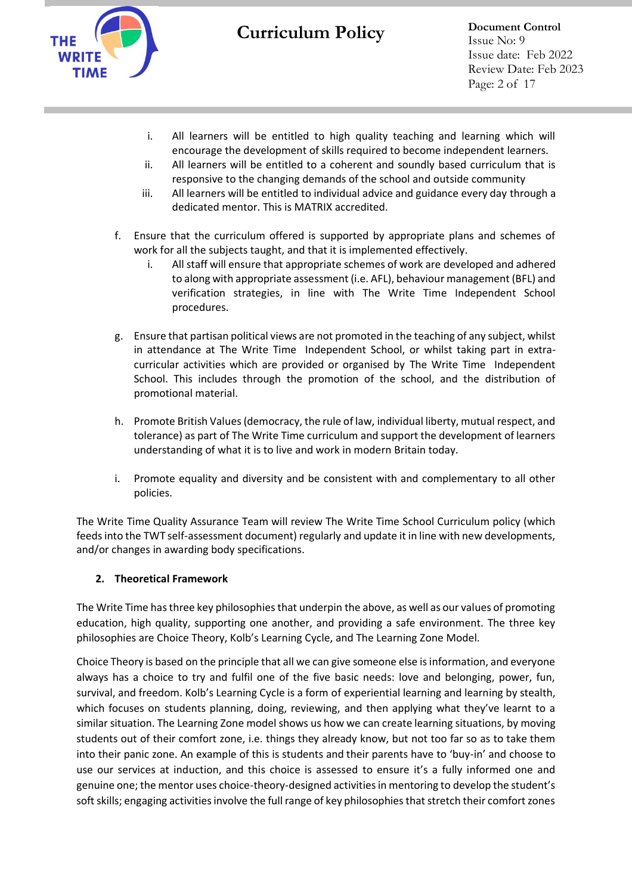i. All learners will be entitled to high quality teaching and learning which will encourage the development of skills required to become independent learners.
   ii. All learners will be entitled to a coherent and soundly based curriculum that is responsive to the changing demands of the school and outside community
   iii. All learners will be entitled to individual advice and guidance every day through a dedicated mentor. This is MATRIX accredited.

f. Ensure that the curriculum offered is supported by appropriate plans and schemes of work for all the subjects taught, and that it is implemented effectively.
   i. All staff will ensure that appropriate schemes of work are developed and adhered to along with appropriate assessment (i.e. AFL), behaviour management (BFL) and verification strategies, in line with The Write Time Independent School procedures.

g. Ensure that partisan political views are not promoted in the teaching of any subject, whilst in attendance at The Write Time Independent School, or whilst taking part in extra-curricular activities which are provided or organised by The Write Time Independent School. This includes through the promotion of the school, and the distribution of promotional material.

h. Promote British Values (democracy, the rule of law, individual liberty, mutual respect, and tolerance) as part of The Write Time curriculum and support the development of learners understanding of what it is to live and work in modern Britain today.

i. Promote equality and diversity and be consistent with and complementary to all other policies.

The Write Time Quality Assurance Team will review The Write Time School Curriculum policy (which feeds into the TWT self-assessment document) regularly and update it in line with new developments, and/or changes in awarding body specifications.

## 2. Theoretical Framework

The Write Time has three key philosophies that underpin the above, as well as our values of promoting education, high quality, supporting one another, and providing a safe environment. The three key philosophies are Choice Theory, Kolb's Learning Cycle, and The Learning Zone Model.

Choice Theory is based on the principle that all we can give someone else is information, and everyone always has a choice to try and fulfil one of the five basic needs: love and belonging, power, fun, survival, and freedom. Kolb's Learning Cycle is a form of experiential learning and learning by stealth, which focuses on students planning, doing, reviewing, and then applying what they've learnt to a similar situation. The Learning Zone model shows us how we can create learning situations, by moving students out of their comfort zone, i.e. things they already know, but not too far so as to take them into their panic zone. An example of this is students and their parents have to 'buy-in' and choose to use our services at induction, and this choice is assessed to ensure it's a fully informed one and genuine one; the mentor uses choice-theory-designed activities in mentoring to develop the student's soft skills; engaging activities involve the full range of key philosophies that stretch their comfort zones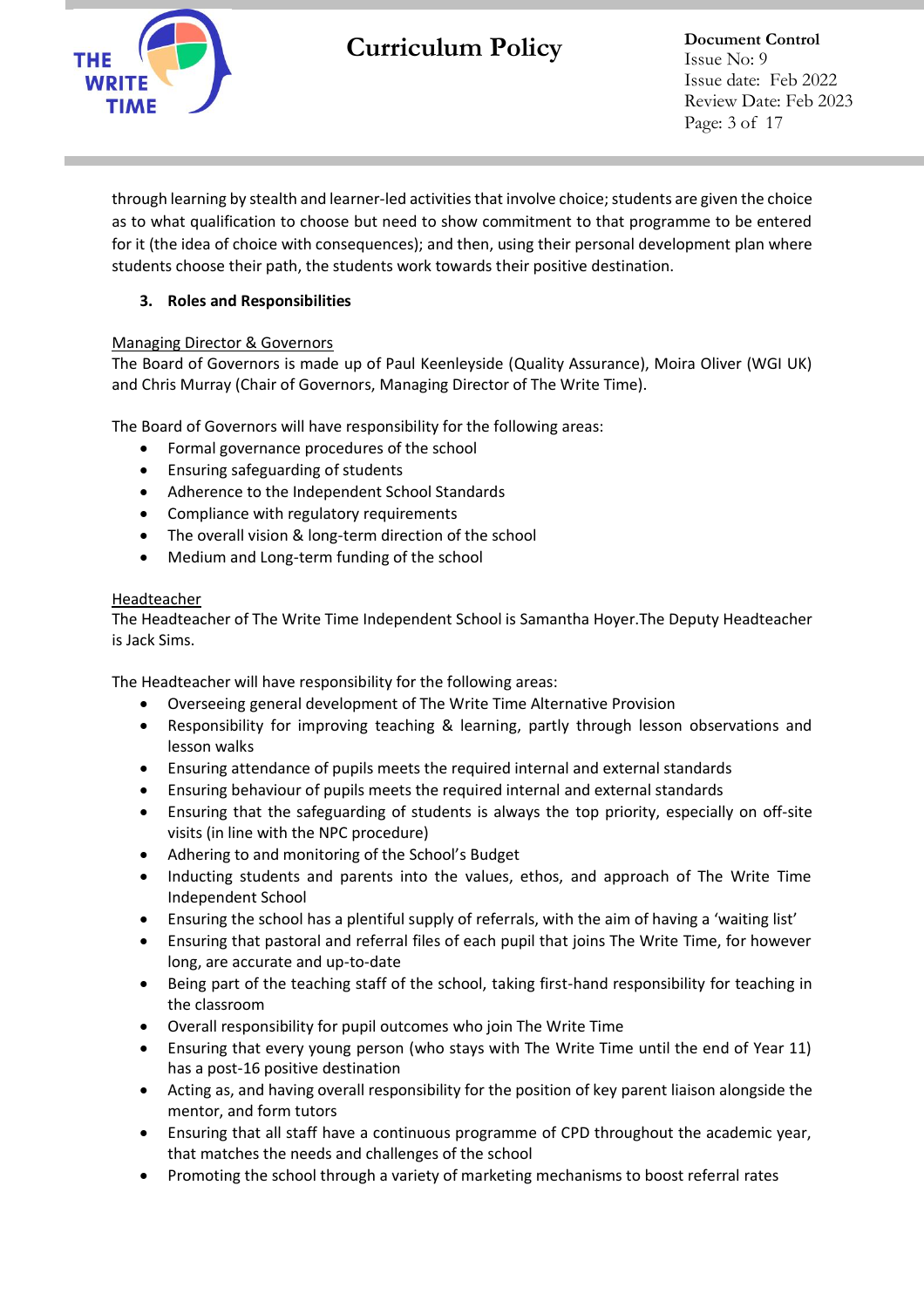through learning by stealth and learner-led activities that involve choice; students are given the choice as to what qualification to choose but need to show commitment to that programme to be entered for it (the idea of choice with consequences); and then, using their personal development plan where students choose their path, the students work towards their positive destination.

## 3. Roles and Responsibilities

Managing Director & Governors

The Board of Governors is made up of Paul Keenleyside (Quality Assurance), Moira Oliver (WGI UK) and Chris Murray (Chair of Governors, Managing Director of The Write Time).

The Board of Governors will have responsibility for the following areas:

- Formal governance procedures of the school
- Ensuring safeguarding of students
- Adherence to the Independent School Standards
- Compliance with regulatory requirements
- The overall vision & long-term direction of the school
- Medium and Long-term funding of the school

Headteacher

The Headteacher of The Write Time Independent School is Samantha Hoyer.The Deputy Headteacher is Jack Sims.

The Headteacher will have responsibility for the following areas:

- Overseeing general development of The Write Time Alternative Provision
- Responsibility for improving teaching & learning, partly through lesson observations and lesson walks
- Ensuring attendance of pupils meets the required internal and external standards
- Ensuring behaviour of pupils meets the required internal and external standards
- Ensuring that the safeguarding of students is always the top priority, especially on off-site visits (in line with the NPC procedure)
- Adhering to and monitoring of the School's Budget
- Inducting students and parents into the values, ethos, and approach of The Write Time Independent School
- Ensuring the school has a plentiful supply of referrals, with the aim of having a 'waiting list'
- Ensuring that pastoral and referral files of each pupil that joins The Write Time, for however long, are accurate and up-to-date
- Being part of the teaching staff of the school, taking first-hand responsibility for teaching in the classroom
- Overall responsibility for pupil outcomes who join The Write Time
- Ensuring that every young person (who stays with The Write Time until the end of Year 11) has a post-16 positive destination
- Acting as, and having overall responsibility for the position of key parent liaison alongside the mentor, and form tutors
- Ensuring that all staff have a continuous programme of CPD throughout the academic year, that matches the needs and challenges of the school
- Promoting the school through a variety of marketing mechanisms to boost referral rates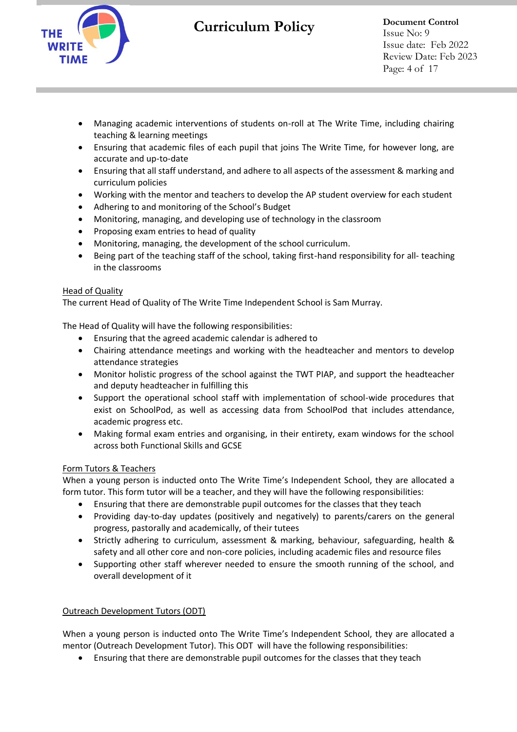- Managing academic interventions of students on-roll at The Write Time, including chairing teaching & learning meetings
- Ensuring that academic files of each pupil that joins The Write Time, for however long, are accurate and up-to-date
- Ensuring that all staff understand, and adhere to all aspects of the assessment & marking and curriculum policies
- Working with the mentor and teachers to develop the AP student overview for each student
- Adhering to and monitoring of the School's Budget
- Monitoring, managing, and developing use of technology in the classroom
- Proposing exam entries to head of quality
- Monitoring, managing, the development of the school curriculum.
- Being part of the teaching staff of the school, taking first-hand responsibility for all- teaching in the classrooms

Head of Quality

The current Head of Quality of The Write Time Independent School is Sam Murray.

The Head of Quality will have the following responsibilities:

- Ensuring that the agreed academic calendar is adhered to
- Chairing attendance meetings and working with the headteacher and mentors to develop attendance strategies
- Monitor holistic progress of the school against the TWT PIAP, and support the headteacher and deputy headteacher in fulfilling this
- Support the operational school staff with implementation of school-wide procedures that exist on SchoolPod, as well as accessing data from SchoolPod that includes attendance, academic progress etc.
- Making formal exam entries and organising, in their entirety, exam windows for the school across both Functional Skills and GCSE

Form Tutors & Teachers

When a young person is inducted onto The Write Time's Independent School, they are allocated a form tutor. This form tutor will be a teacher, and they will have the following responsibilities:

- Ensuring that there are demonstrable pupil outcomes for the classes that they teach
- Providing day-to-day updates (positively and negatively) to parents/carers on the general progress, pastorally and academically, of their tutees
- Strictly adhering to curriculum, assessment & marking, behaviour, safeguarding, health & safety and all other core and non-core policies, including academic files and resource files
- Supporting other staff wherever needed to ensure the smooth running of the school, and overall development of it

Outreach Development Tutors (ODT)

When a young person is inducted onto The Write Time's Independent School, they are allocated a mentor (Outreach Development Tutor). This ODT will have the following responsibilities:

- Ensuring that there are demonstrable pupil outcomes for the classes that they teach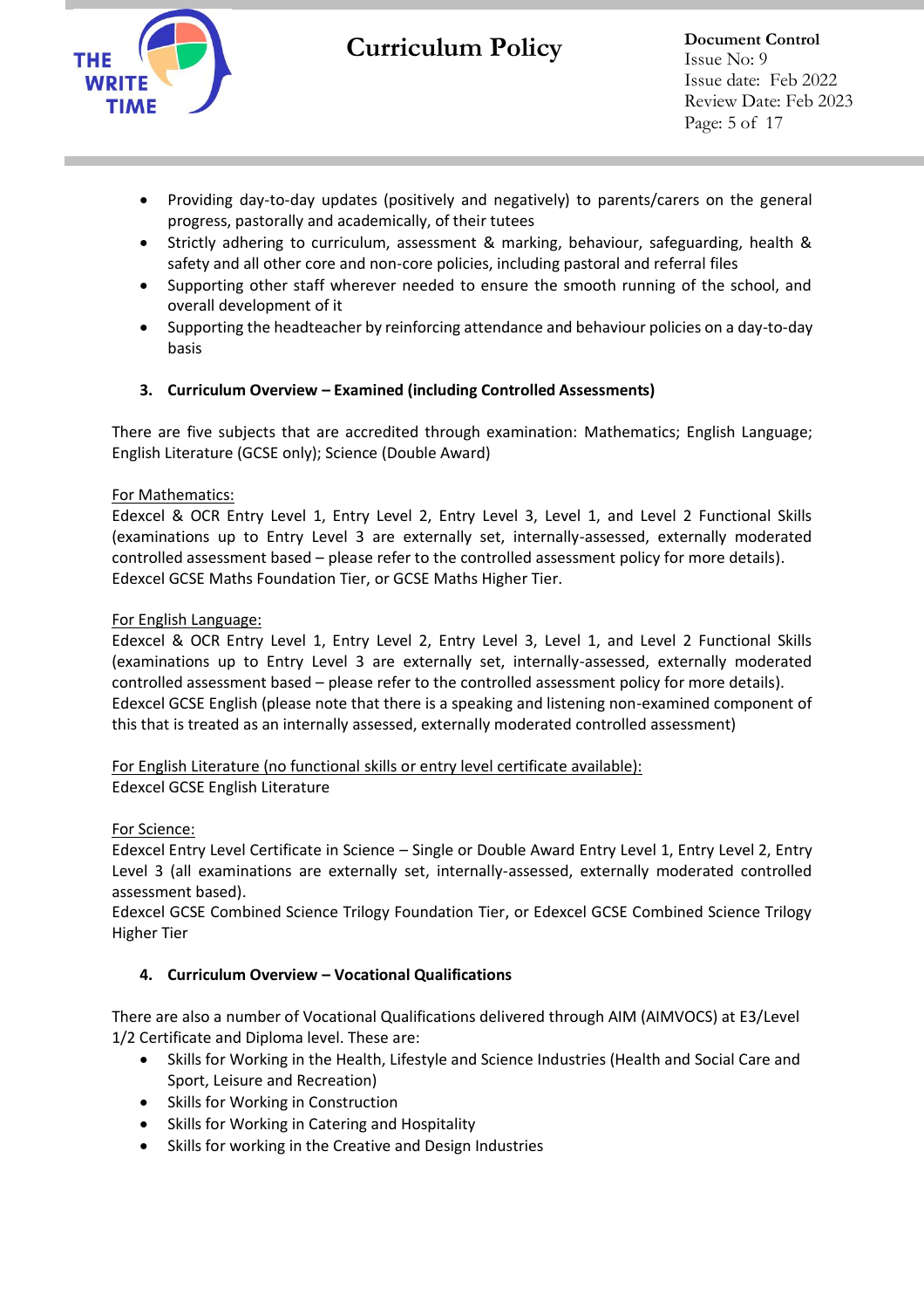- Providing day-to-day updates (positively and negatively) to parents/carers on the general progress, pastorally and academically, of their tutees
- Strictly adhering to curriculum, assessment & marking, behaviour, safeguarding, health & safety and all other core and non-core policies, including pastoral and referral files
- Supporting other staff wherever needed to ensure the smooth running of the school, and overall development of it
- Supporting the headteacher by reinforcing attendance and behaviour policies on a day-to-day basis

### 3. Curriculum Overview – Examined (including Controlled Assessments)

There are five subjects that are accredited through examination: Mathematics; English Language; English Literature (GCSE only); Science (Double Award)

For Mathematics:
Edexcel & OCR Entry Level 1, Entry Level 2, Entry Level 3, Level 1, and Level 2 Functional Skills (examinations up to Entry Level 3 are externally set, internally-assessed, externally moderated controlled assessment based – please refer to the controlled assessment policy for more details).
Edexcel GCSE Maths Foundation Tier, or GCSE Maths Higher Tier.

For English Language:
Edexcel & OCR Entry Level 1, Entry Level 2, Entry Level 3, Level 1, and Level 2 Functional Skills (examinations up to Entry Level 3 are externally set, internally-assessed, externally moderated controlled assessment based – please refer to the controlled assessment policy for more details).
Edexcel GCSE English (please note that there is a speaking and listening non-examined component of this that is treated as an internally assessed, externally moderated controlled assessment)

For English Literature (no functional skills or entry level certificate available):
Edexcel GCSE English Literature

For Science:
Edexcel Entry Level Certificate in Science – Single or Double Award Entry Level 1, Entry Level 2, Entry Level 3 (all examinations are externally set, internally-assessed, externally moderated controlled assessment based).
Edexcel GCSE Combined Science Trilogy Foundation Tier, or Edexcel GCSE Combined Science Trilogy Higher Tier

### 4. Curriculum Overview – Vocational Qualifications

There are also a number of Vocational Qualifications delivered through AIM (AIMVOCS) at E3/Level 1/2 Certificate and Diploma level. These are:

- Skills for Working in the Health, Lifestyle and Science Industries (Health and Social Care and Sport, Leisure and Recreation)
- Skills for Working in Construction
- Skills for Working in Catering and Hospitality
- Skills for working in the Creative and Design Industries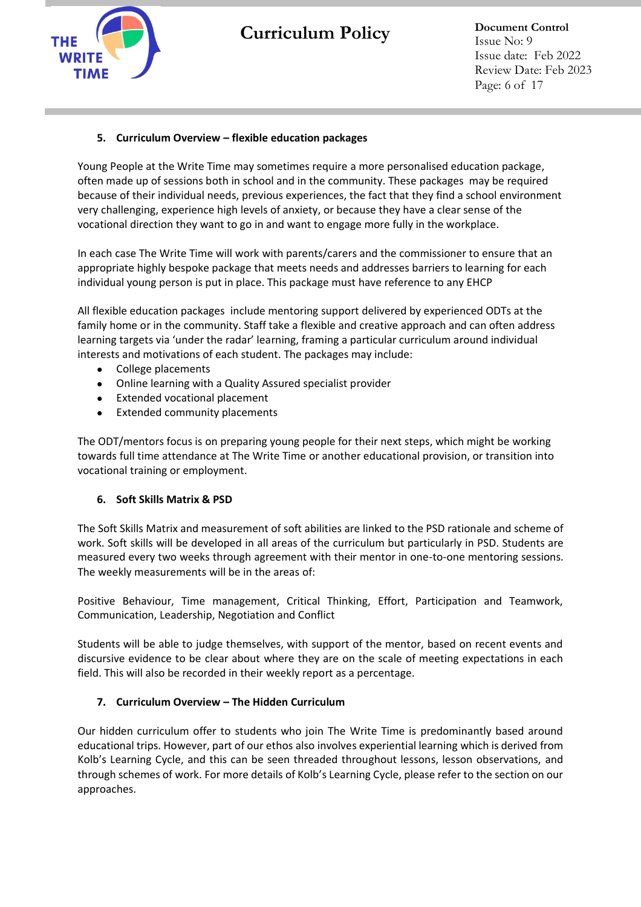## 5. Curriculum Overview – flexible education packages

Young People at the Write Time may sometimes require a more personalised education package, often made up of sessions both in school and in the community. These packages may be required because of their individual needs, previous experiences, the fact that they find a school environment very challenging, experience high levels of anxiety, or because they have a clear sense of the vocational direction they want to go in and want to engage more fully in the workplace.

In each case The Write Time will work with parents/carers and the commissioner to ensure that an appropriate highly bespoke package that meets needs and addresses barriers to learning for each individual young person is put in place. This package must have reference to any EHCP

All flexible education packages include mentoring support delivered by experienced ODTs at the family home or in the community. Staff take a flexible and creative approach and can often address learning targets via 'under the radar' learning, framing a particular curriculum around individual interests and motivations of each student. The packages may include:

- College placements
- Online learning with a Quality Assured specialist provider
- Extended vocational placement
- Extended community placements

The ODT/mentors focus is on preparing young people for their next steps, which might be working towards full time attendance at The Write Time or another educational provision, or transition into vocational training or employment.

## 6. Soft Skills Matrix & PSD

The Soft Skills Matrix and measurement of soft abilities are linked to the PSD rationale and scheme of work. Soft skills will be developed in all areas of the curriculum but particularly in PSD. Students are measured every two weeks through agreement with their mentor in one-to-one mentoring sessions. The weekly measurements will be in the areas of:

Positive Behaviour, Time management, Critical Thinking, Effort, Participation and Teamwork, Communication, Leadership, Negotiation and Conflict

Students will be able to judge themselves, with support of the mentor, based on recent events and discursive evidence to be clear about where they are on the scale of meeting expectations in each field. This will also be recorded in their weekly report as a percentage.

## 7. Curriculum Overview – The Hidden Curriculum

Our hidden curriculum offer to students who join The Write Time is predominantly based around educational trips. However, part of our ethos also involves experiential learning which is derived from Kolb's Learning Cycle, and this can be seen threaded throughout lessons, lesson observations, and through schemes of work. For more details of Kolb's Learning Cycle, please refer to the section on our approaches.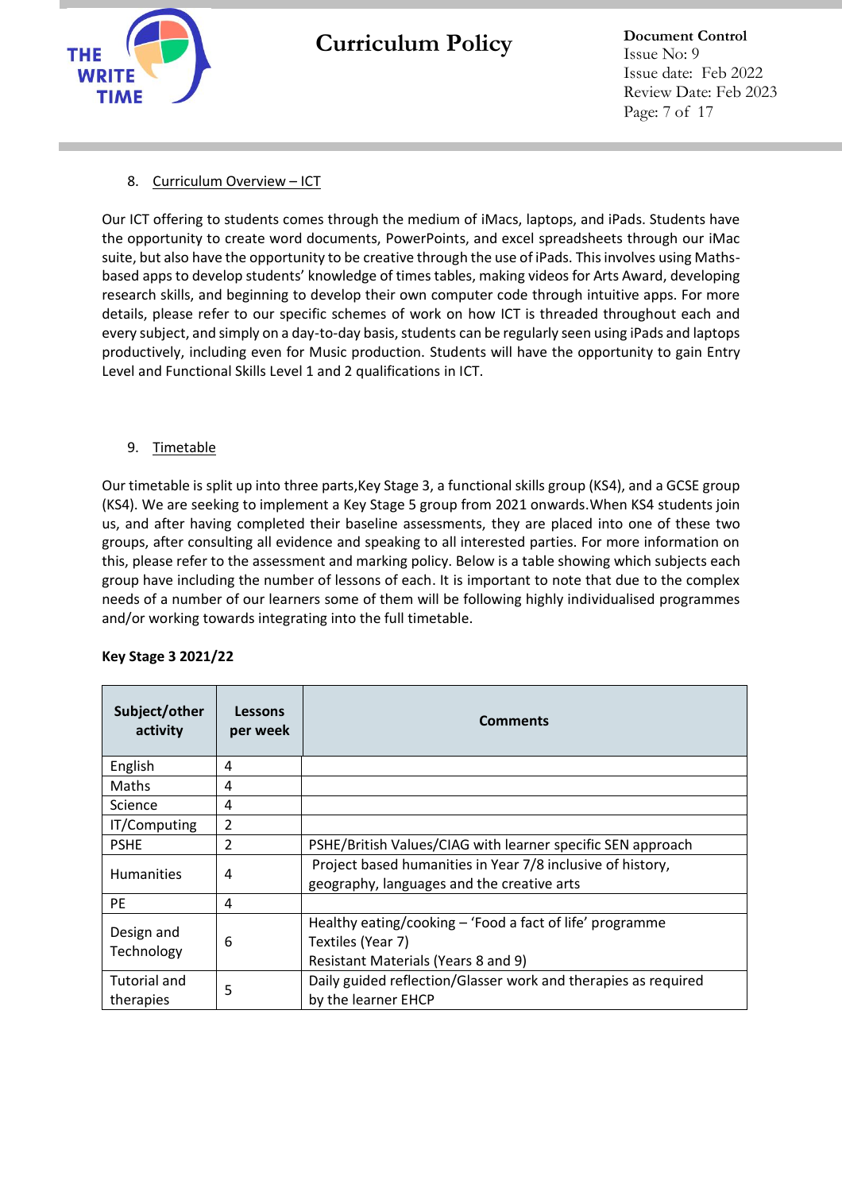## 8. Curriculum Overview – ICT

Our ICT offering to students comes through the medium of iMacs, laptops, and iPads. Students have the opportunity to create word documents, PowerPoints, and excel spreadsheets through our iMac suite, but also have the opportunity to be creative through the use of iPads. This involves using Maths-based apps to develop students' knowledge of times tables, making videos for Arts Award, developing research skills, and beginning to develop their own computer code through intuitive apps. For more details, please refer to our specific schemes of work on how ICT is threaded throughout each and every subject, and simply on a day-to-day basis, students can be regularly seen using iPads and laptops productively, including even for Music production. Students will have the opportunity to gain Entry Level and Functional Skills Level 1 and 2 qualifications in ICT.

## 9. Timetable

Our timetable is split up into three parts,Key Stage 3, a functional skills group (KS4), and a GCSE group (KS4). We are seeking to implement a Key Stage 5 group from 2021 onwards.When KS4 students join us, and after having completed their baseline assessments, they are placed into one of these two groups, after consulting all evidence and speaking to all interested parties. For more information on this, please refer to the assessment and marking policy. Below is a table showing which subjects each group have including the number of lessons of each. It is important to note that due to the complex needs of a number of our learners some of them will be following highly individualised programmes and/or working towards integrating into the full timetable.

**Key Stage 3 2021/22**

| Subject/other activity | Lessons per week | Comments |
|---|---|---|
| English | 4 | |
| Maths | 4 | |
| Science | 4 | |
| IT/Computing | 2 | |
| PSHE | 2 | PSHE/British Values/CIAG with learner specific SEN approach |
| Humanities | 4 | Project based humanities in Year 7/8 inclusive of history, geography, languages and the creative arts |
| PE | 4 | |
| Design and Technology | 6 | Healthy eating/cooking – 'Food a fact of life' programme<br>Textiles (Year 7)<br>Resistant Materials (Years 8 and 9) |
| Tutorial and therapies | 5 | Daily guided reflection/Glasser work and therapies as required by the learner EHCP |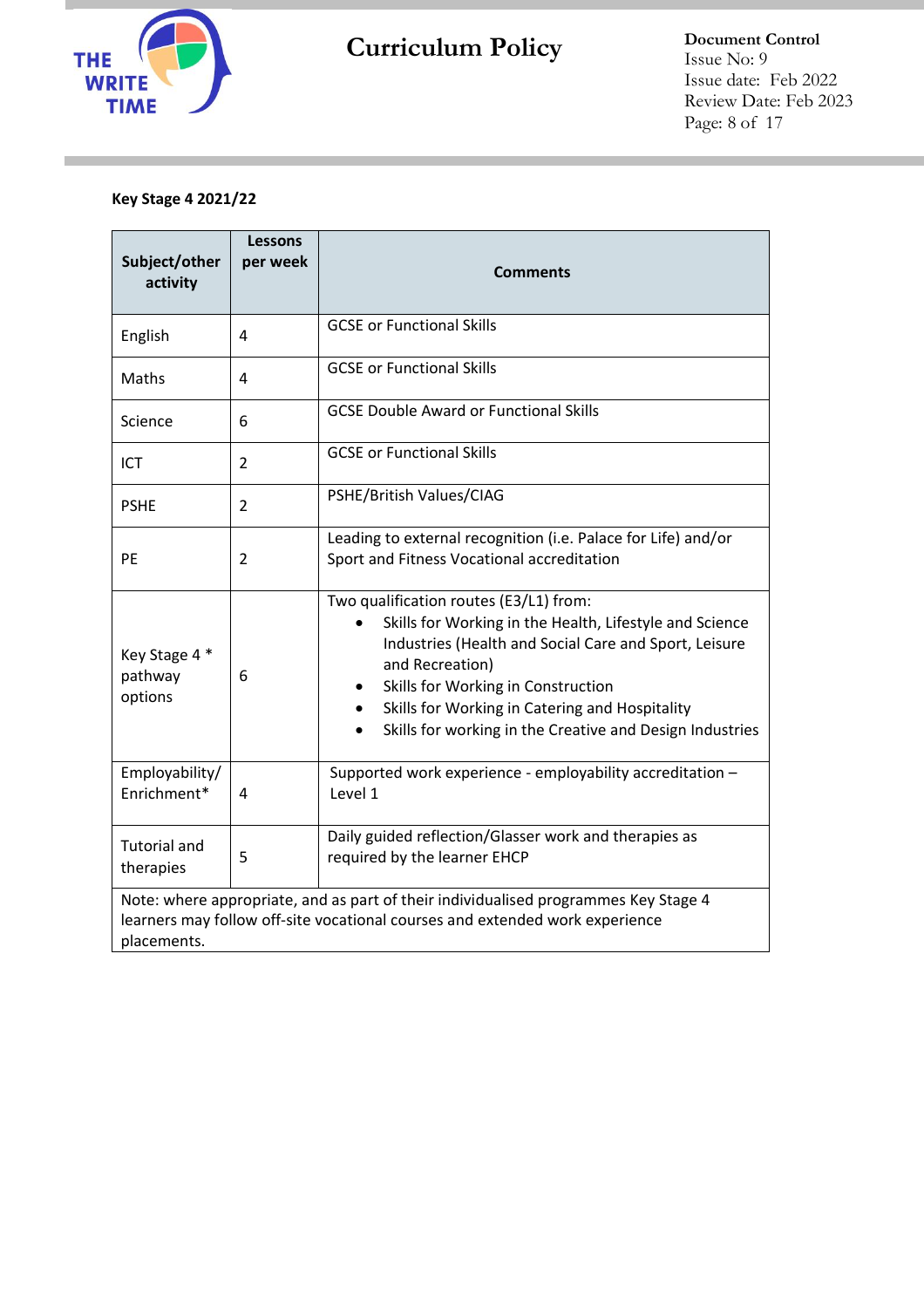**Key Stage 4 2021/22**

| Subject/other activity | Lessons per week | Comments |
|---|---|---|
| English | 4 | GCSE or Functional Skills |
| Maths | 4 | GCSE or Functional Skills |
| Science | 6 | GCSE Double Award or Functional Skills |
| ICT | 2 | GCSE or Functional Skills |
| PSHE | 2 | PSHE/British Values/CIAG |
| PE | 2 | Leading to external recognition (i.e. Palace for Life) and/or Sport and Fitness Vocational accreditation |
| Key Stage 4 * pathway options | 6 | Two qualification routes (E3/L1) from:<br>• Skills for Working in the Health, Lifestyle and Science Industries (Health and Social Care and Sport, Leisure and Recreation)<br>• Skills for Working in Construction<br>• Skills for Working in Catering and Hospitality<br>• Skills for working in the Creative and Design Industries |
| Employability/ Enrichment* | 4 | Supported work experience - employability accreditation – Level 1 |
| Tutorial and therapies | 5 | Daily guided reflection/Glasser work and therapies as required by the learner EHCP |
| Note: where appropriate, and as part of their individualised programmes Key Stage 4 learners may follow off-site vocational courses and extended work experience placements. | | |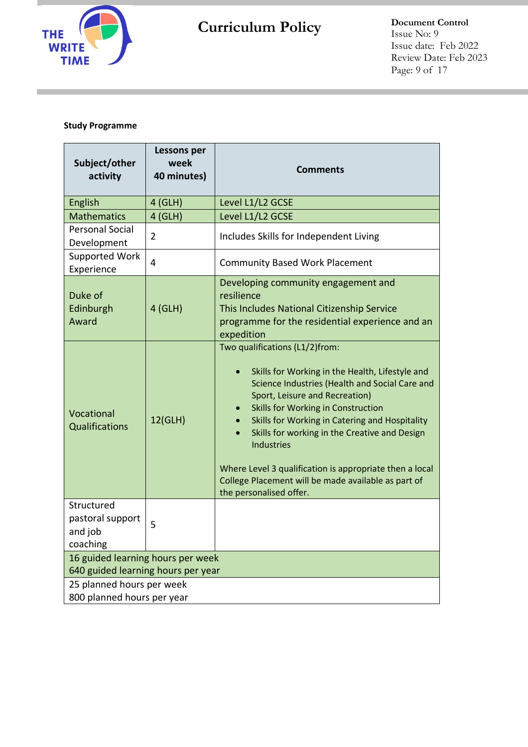**Study Programme**

| Subject/other activity | Lessons per week 40 minutes) | Comments |
|---|---|---|
| English | 4 (GLH) | Level L1/L2 GCSE |
| Mathematics | 4 (GLH) | Level L1/L2 GCSE |
| Personal Social Development | 2 | Includes Skills for Independent Living |
| Supported Work Experience | 4 | Community Based Work Placement |
| Duke of Edinburgh Award | 4 (GLH) | Developing community engagement and resilience<br>This Includes National Citizenship Service programme for the residential experience and an expedition |
| Vocational Qualifications | 12(GLH) | Two qualifications (L1/2)from:<br>• Skills for Working in the Health, Lifestyle and Science Industries (Health and Social Care and Sport, Leisure and Recreation)<br>• Skills for Working in Construction<br>• Skills for Working in Catering and Hospitality<br>• Skills for working in the Creative and Design Industries<br><br>Where Level 3 qualification is appropriate then a local College Placement will be made available as part of the personalised offer. |
| Structured pastoral support and job coaching | 5 | |
| 16 guided learning hours per week<br>640 guided learning hours per year | | |
| 25 planned hours per week<br>800 planned hours per year | | |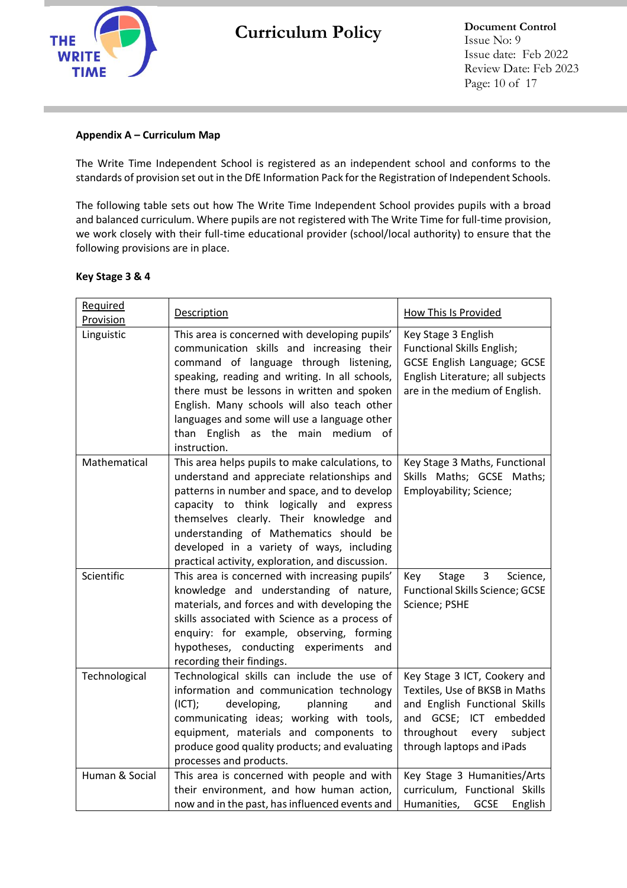**Appendix A – Curriculum Map**

The Write Time Independent School is registered as an independent school and conforms to the standards of provision set out in the DfE Information Pack for the Registration of Independent Schools.

The following table sets out how The Write Time Independent School provides pupils with a broad and balanced curriculum. Where pupils are not registered with The Write Time for full-time provision, we work closely with their full-time educational provider (school/local authority) to ensure that the following provisions are in place.

**Key Stage 3 & 4**

| Required Provision | Description | How This Is Provided |
|---|---|---|
| Linguistic | This area is concerned with developing pupils' communication skills and increasing their command of language through listening, speaking, reading and writing. In all schools, there must be lessons in written and spoken English. Many schools will also teach other languages and some will use a language other than English as the main medium of instruction. | Key Stage 3 English Functional Skills English; GCSE English Language; GCSE English Literature; all subjects are in the medium of English. |
| Mathematical | This area helps pupils to make calculations, to understand and appreciate relationships and patterns in number and space, and to develop capacity to think logically and express themselves clearly. Their knowledge and understanding of Mathematics should be developed in a variety of ways, including practical activity, exploration, and discussion. | Key Stage 3 Maths, Functional Skills Maths; GCSE Maths; Employability; Science; |
| Scientific | This area is concerned with increasing pupils' knowledge and understanding of nature, materials, and forces and with developing the skills associated with Science as a process of enquiry: for example, observing, forming hypotheses, conducting experiments and recording their findings. | Key Stage 3 Science, Functional Skills Science; GCSE Science; PSHE |
| Technological | Technological skills can include the use of information and communication technology (ICT); developing, planning and communicating ideas; working with tools, equipment, materials and components to produce good quality products; and evaluating processes and products. | Key Stage 3 ICT, Cookery and Textiles, Use of BKSB in Maths and English Functional Skills and GCSE; ICT embedded throughout every subject through laptops and iPads |
| Human & Social | This area is concerned with people and with their environment, and how human action, now and in the past, has influenced events and | Key Stage 3 Humanities/Arts curriculum, Functional Skills Humanities, GCSE English |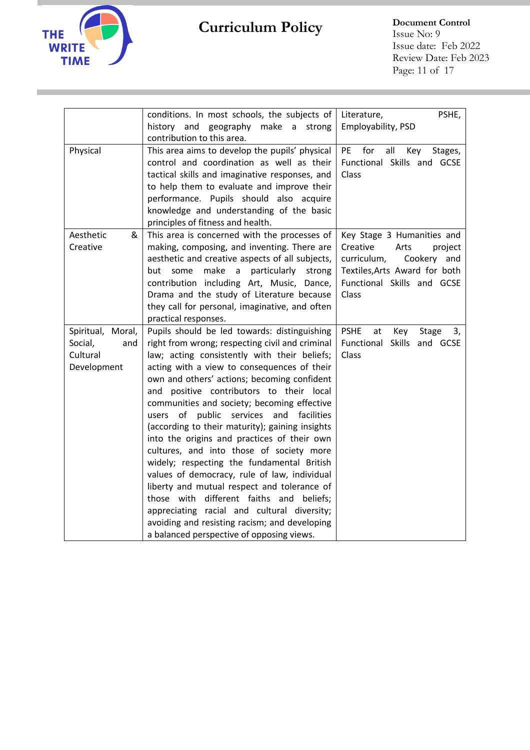|  |  |  |
|---|---|---|
|  | conditions. In most schools, the subjects of history and geography make a strong contribution to this area. | Literature, PSHE, Employability, PSD |
| Physical | This area aims to develop the pupils' physical control and coordination as well as their tactical skills and imaginative responses, and to help them to evaluate and improve their performance. Pupils should also acquire knowledge and understanding of the basic principles of fitness and health. | PE for all Key Stages, Functional Skills and GCSE Class |
| Aesthetic & Creative | This area is concerned with the processes of making, composing, and inventing. There are aesthetic and creative aspects of all subjects, but some make a particularly strong contribution including Art, Music, Dance, Drama and the study of Literature because they call for personal, imaginative, and often practical responses. | Key Stage 3 Humanities and Creative Arts project curriculum, Cookery and Textiles,Arts Award for both Functional Skills and GCSE Class |
| Spiritual, Moral, Social, and Cultural Development | Pupils should be led towards: distinguishing right from wrong; respecting civil and criminal law; acting consistently with their beliefs; acting with a view to consequences of their own and others' actions; becoming confident and positive contributors to their local communities and society; becoming effective users of public services and facilities (according to their maturity); gaining insights into the origins and practices of their own cultures, and into those of society more widely; respecting the fundamental British values of democracy, rule of law, individual liberty and mutual respect and tolerance of those with different faiths and beliefs; appreciating racial and cultural diversity; avoiding and resisting racism; and developing a balanced perspective of opposing views. | PSHE at Key Stage 3, Functional Skills and GCSE Class |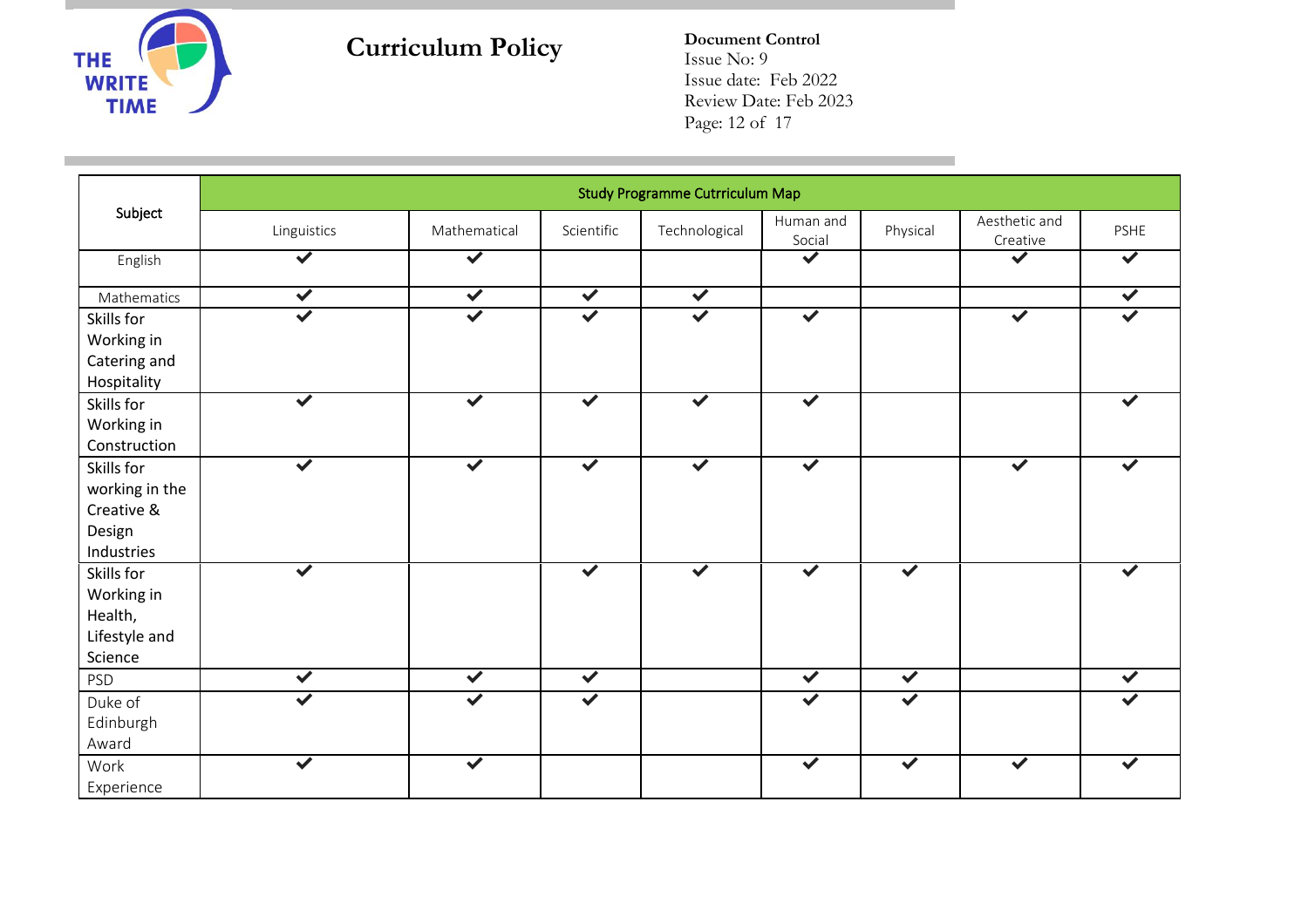| Subject | Study Programme Cutrriculum Map | | | | | | | |
|---|---|---|---|---|---|---|---|---|
| | Linguistics | Mathematical | Scientific | Technological | Human and Social | Physical | Aesthetic and Creative | PSHE |
| English | ✔ | ✔ | | | ✔ | | ✔ | ✔ |
| Mathematics | ✔ | ✔ | ✔ | ✔ | | | | ✔ |
| Skills for Working in Catering and Hospitality | ✔ | ✔ | ✔ | ✔ | ✔ | | ✔ | ✔ |
| Skills for Working in Construction | ✔ | ✔ | ✔ | ✔ | ✔ | | | ✔ |
| Skills for working in the Creative & Design Industries | ✔ | ✔ | ✔ | ✔ | ✔ | | ✔ | ✔ |
| Skills for Working in Health, Lifestyle and Science | ✔ | | ✔ | ✔ | ✔ | ✔ | | ✔ |
| PSD | ✔ | ✔ | ✔ | | ✔ | ✔ | | ✔ |
| Duke of Edinburgh Award | ✔ | ✔ | ✔ | | ✔ | ✔ | | ✔ |
| Work Experience | ✔ | ✔ | | | ✔ | ✔ | ✔ | ✔ |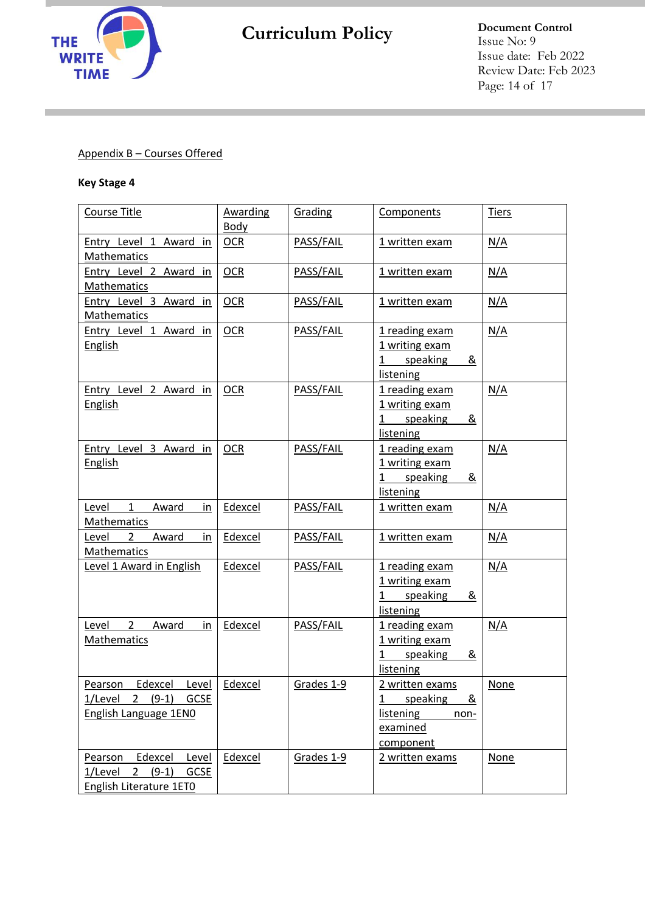Appendix B – Courses Offered

**Key Stage 4**

| Course Title | Awarding Body | Grading | Components | Tiers |
|---|---|---|---|---|
| Entry Level 1 Award in Mathematics | OCR | PASS/FAIL | 1 written exam | N/A |
| Entry Level 2 Award in Mathematics | OCR | PASS/FAIL | 1 written exam | N/A |
| Entry Level 3 Award in Mathematics | OCR | PASS/FAIL | 1 written exam | N/A |
| Entry Level 1 Award in English | OCR | PASS/FAIL | 1 reading exam<br>1 writing exam<br>1 speaking & listening | N/A |
| Entry Level 2 Award in English | OCR | PASS/FAIL | 1 reading exam<br>1 writing exam<br>1 speaking & listening | N/A |
| Entry Level 3 Award in English | OCR | PASS/FAIL | 1 reading exam<br>1 writing exam<br>1 speaking & listening | N/A |
| Level 1 Award in Mathematics | Edexcel | PASS/FAIL | 1 written exam | N/A |
| Level 2 Award in Mathematics | Edexcel | PASS/FAIL | 1 written exam | N/A |
| Level 1 Award in English | Edexcel | PASS/FAIL | 1 reading exam<br>1 writing exam<br>1 speaking & listening | N/A |
| Level 2 Award in Mathematics | Edexcel | PASS/FAIL | 1 reading exam<br>1 writing exam<br>1 speaking & listening | N/A |
| Pearson Edexcel Level 1/Level 2 (9-1) GCSE English Language 1EN0 | Edexcel | Grades 1-9 | 2 written exams<br>1 speaking & listening non-examined component | None |
| Pearson Edexcel Level 1/Level 2 (9-1) GCSE English Literature 1ET0 | Edexcel | Grades 1-9 | 2 written exams | None |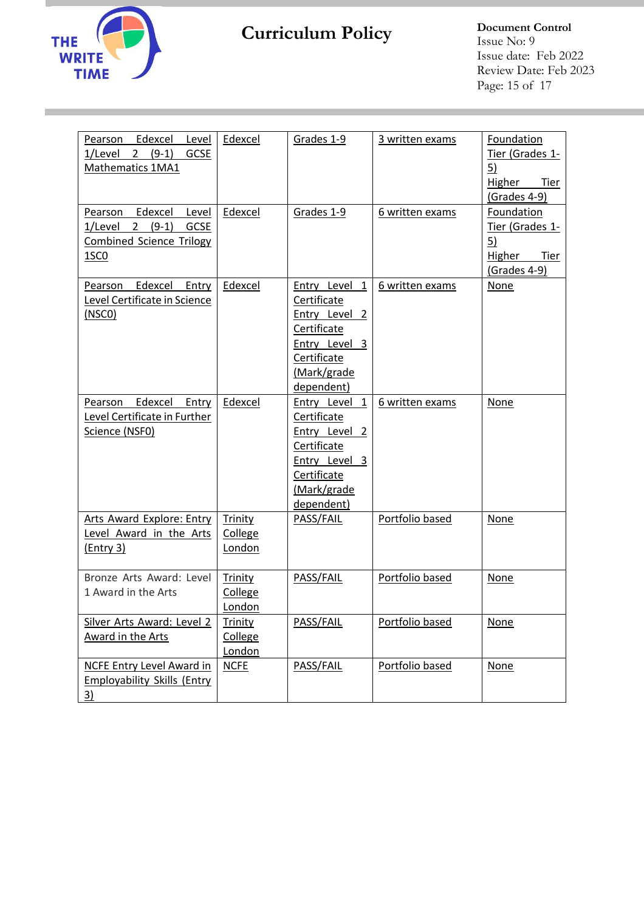| Pearson Edexcel Level 1/Level 2 (9-1) GCSE Mathematics 1MA1 | Edexcel | Grades 1-9 | 3 written exams | Foundation Tier (Grades 1-5) Higher Tier (Grades 4-9) |
|---|---|---|---|---|
| Pearson Edexcel Level 1/Level 2 (9-1) GCSE Combined Science Trilogy 1SC0 | Edexcel | Grades 1-9 | 6 written exams | Foundation Tier (Grades 1-5) Higher Tier (Grades 4-9) |
| Pearson Edexcel Entry Level Certificate in Science (NSC0) | Edexcel | Entry Level 1 Certificate Entry Level 2 Certificate Entry Level 3 Certificate (Mark/grade dependent) | 6 written exams | None |
| Pearson Edexcel Entry Level Certificate in Further Science (NSF0) | Edexcel | Entry Level 1 Certificate Entry Level 2 Certificate Entry Level 3 Certificate (Mark/grade dependent) | 6 written exams | None |
| Arts Award Explore: Entry Level Award in the Arts (Entry 3) | Trinity College London | PASS/FAIL | Portfolio based | None |
| Bronze Arts Award: Level 1 Award in the Arts | Trinity College London | PASS/FAIL | Portfolio based | None |
| Silver Arts Award: Level 2 Award in the Arts | Trinity College London | PASS/FAIL | Portfolio based | None |
| NCFE Entry Level Award in Employability Skills (Entry 3) | NCFE | PASS/FAIL | Portfolio based | None |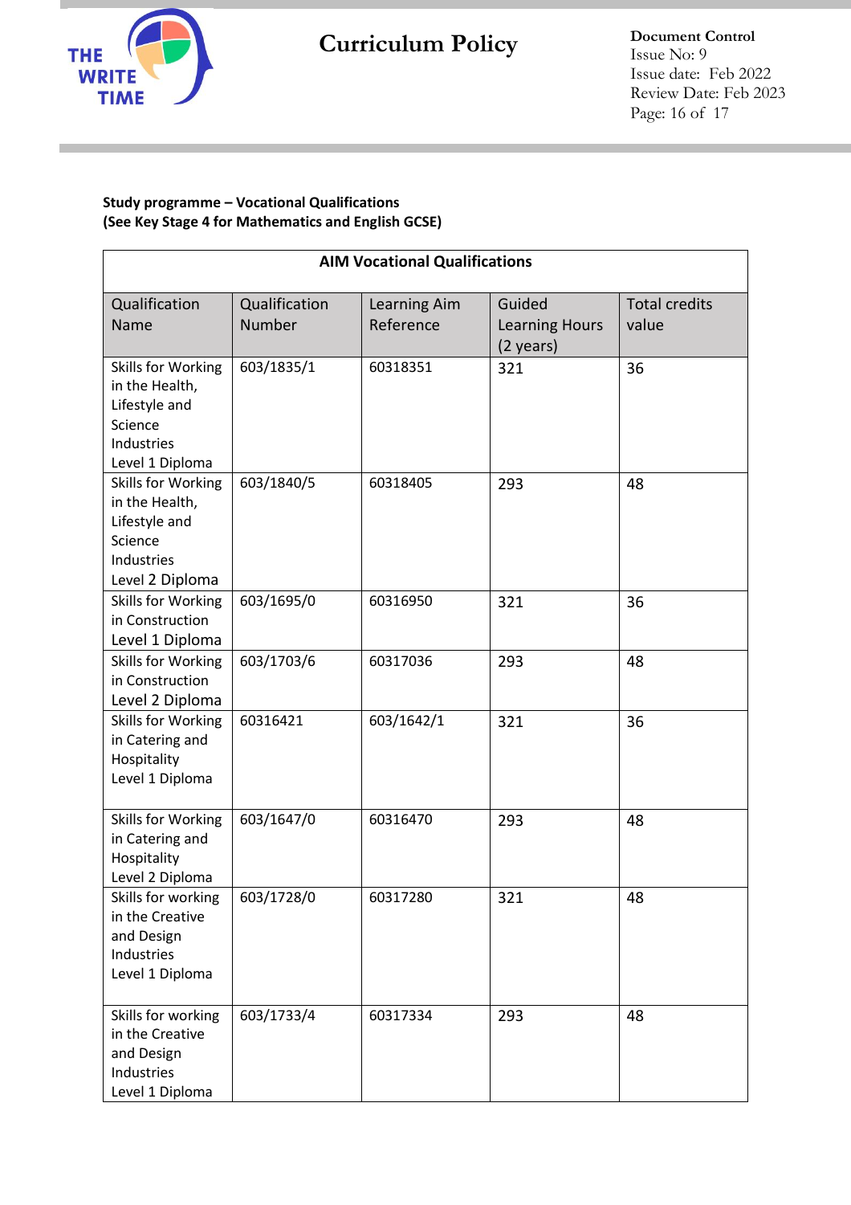**Study programme – Vocational Qualifications**
**(See Key Stage 4 for Mathematics and English GCSE)**

| **AIM Vocational Qualifications** | | | | |
|---|---|---|---|---|
| Qualification Name | Qualification Number | Learning Aim Reference | Guided Learning Hours (2 years) | Total credits value |
| Skills for Working in the Health, Lifestyle and Science Industries Level 1 Diploma | 603/1835/1 | 60318351 | 321 | 36 |
| Skills for Working in the Health, Lifestyle and Science Industries Level 2 Diploma | 603/1840/5 | 60318405 | 293 | 48 |
| Skills for Working in Construction Level 1 Diploma | 603/1695/0 | 60316950 | 321 | 36 |
| Skills for Working in Construction Level 2 Diploma | 603/1703/6 | 60317036 | 293 | 48 |
| Skills for Working in Catering and Hospitality Level 1 Diploma | 60316421 | 603/1642/1 | 321 | 36 |
| Skills for Working in Catering and Hospitality Level 2 Diploma | 603/1647/0 | 60316470 | 293 | 48 |
| Skills for working in the Creative and Design Industries Level 1 Diploma | 603/1728/0 | 60317280 | 321 | 48 |
| Skills for working in the Creative and Design Industries Level 1 Diploma | 603/1733/4 | 60317334 | 293 | 48 |